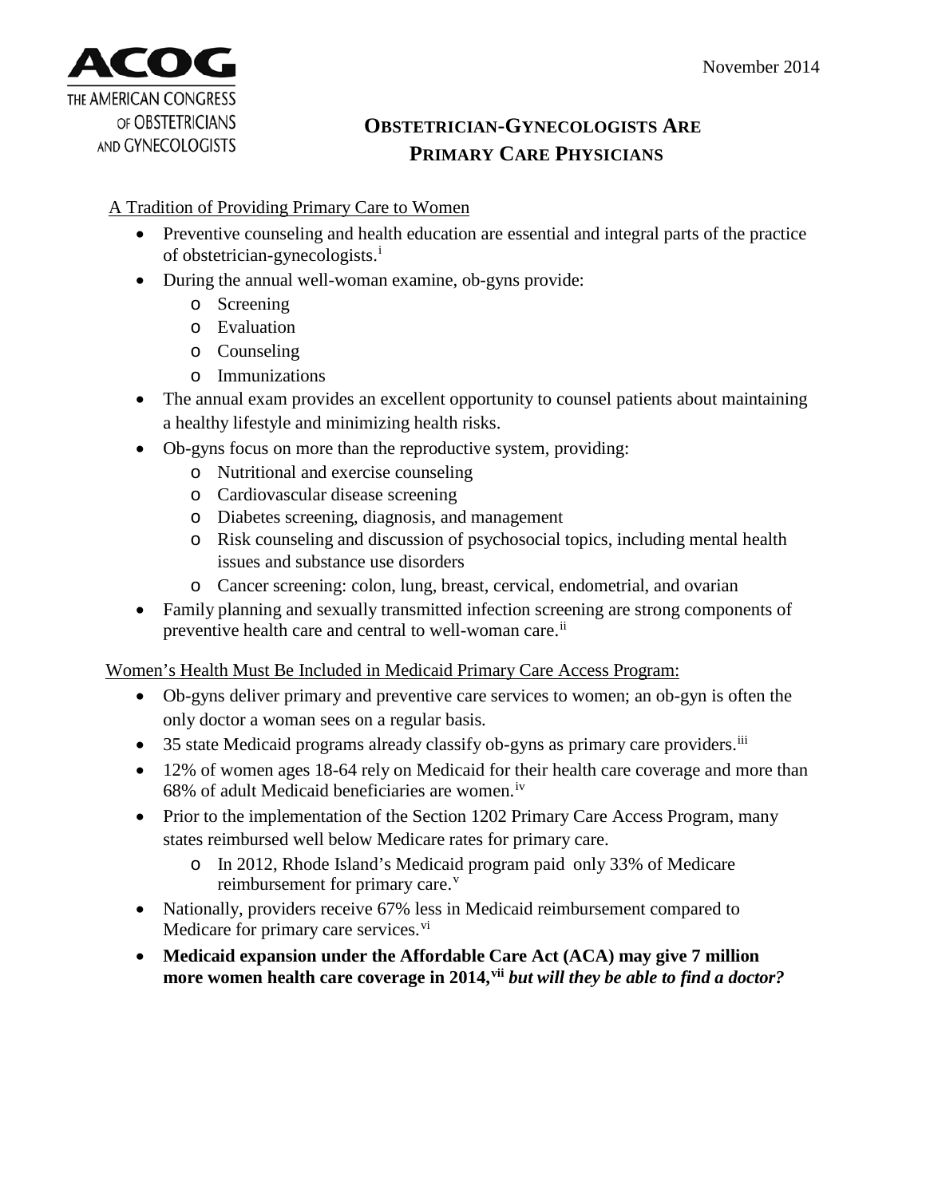THE AMERICAN CONGRESS OF OBSTETRICIANS AND GYNECOLOGISTS

November 2014

# OBSTETRICIAN-GYNECOLOGISTS ARE PRIMARY CARE PHYSICIANS

## A Tradition of Providing Primary Care to Women

- Preventive counseling and health education are essential and integral parts of the practice of obstetrician-gynecologists.[i]
- During the annual well-woman examine, ob-gyns provide:
  - Screening
  - Evaluation
  - Counseling
  - Immunizations
- The annual exam provides an excellent opportunity to counsel patients about maintaining a healthy lifestyle and minimizing health risks.
- Ob-gyns focus on more than the reproductive system, providing:
  - Nutritional and exercise counseling
  - Cardiovascular disease screening
  - Diabetes screening, diagnosis, and management
  - Risk counseling and discussion of psychosocial topics, including mental health issues and substance use disorders
  - Cancer screening: colon, lung, breast, cervical, endometrial, and ovarian
- Family planning and sexually transmitted infection screening are strong components of preventive health care and central to well-woman care.[ii]

## Women's Health Must Be Included in Medicaid Primary Care Access Program:

- Ob-gyns deliver primary and preventive care services to women; an ob-gyn is often the only doctor a woman sees on a regular basis.
- 35 state Medicaid programs already classify ob-gyns as primary care providers.[iii]
- 12% of women ages 18-64 rely on Medicaid for their health care coverage and more than 68% of adult Medicaid beneficiaries are women.[iv]
- Prior to the implementation of the Section 1202 Primary Care Access Program, many states reimbursed well below Medicare rates for primary care.
  - In 2012, Rhode Island's Medicaid program paid only 33% of Medicare reimbursement for primary care.[v]
- Nationally, providers receive 67% less in Medicaid reimbursement compared to Medicare for primary care services.[vi]
- **Medicaid expansion under the Affordable Care Act (ACA) may give 7 million more women health care coverage in 2014,[vii]** ***but will they be able to find a doctor?***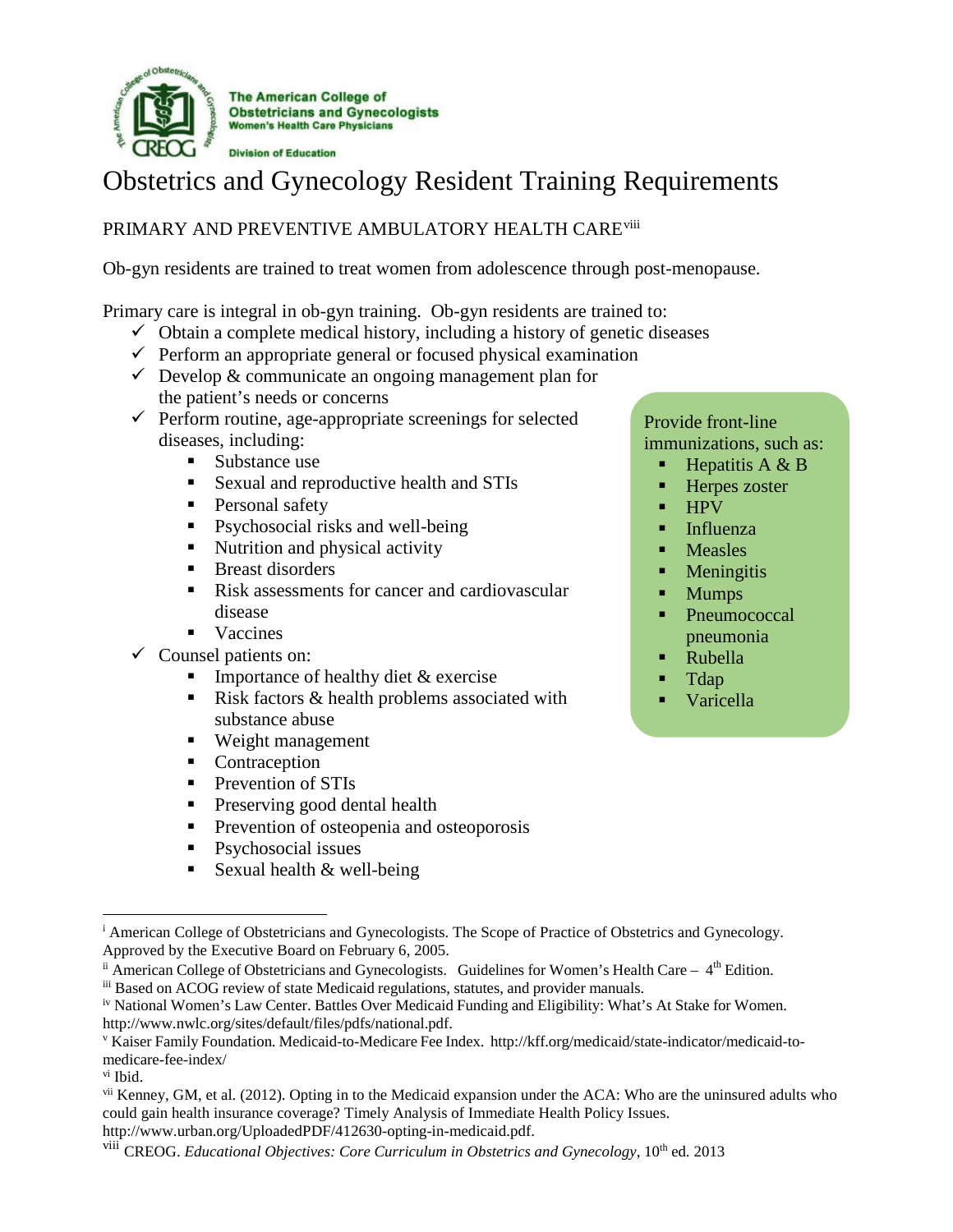The American College of Obstetricians and Gynecologists
Women's Health Care Physicians
Division of Education

# Obstetrics and Gynecology Resident Training Requirements

## PRIMARY AND PREVENTIVE AMBULATORY HEALTH CARE[viii]

Ob-gyn residents are trained to treat women from adolescence through post-menopause.

Primary care is integral in ob-gyn training. Ob-gyn residents are trained to:

- ✓ Obtain a complete medical history, including a history of genetic diseases
- ✓ Perform an appropriate general or focused physical examination
- ✓ Develop & communicate an ongoing management plan for the patient's needs or concerns
- ✓ Perform routine, age-appropriate screenings for selected diseases, including:
  - Substance use
  - Sexual and reproductive health and STIs
  - Personal safety
  - Psychosocial risks and well-being
  - Nutrition and physical activity
  - Breast disorders
  - Risk assessments for cancer and cardiovascular disease
  - Vaccines
- ✓ Counsel patients on:
  - Importance of healthy diet & exercise
  - Risk factors & health problems associated with substance abuse
  - Weight management
  - Contraception
  - Prevention of STIs
  - Preserving good dental health
  - Prevention of osteopenia and osteoporosis
  - Psychosocial issues
  - Sexual health & well-being

Provide front-line immunizations, such as:

- Hepatitis A & B
- Herpes zoster
- HPV
- Influenza
- Measles
- Meningitis
- Mumps
- Pneumococcal pneumonia
- Rubella
- Tdap
- Varicella

---

[i] American College of Obstetricians and Gynecologists. The Scope of Practice of Obstetrics and Gynecology. Approved by the Executive Board on February 6, 2005.

[ii] American College of Obstetricians and Gynecologists. Guidelines for Women's Health Care – 4th Edition.

[iii] Based on ACOG review of state Medicaid regulations, statutes, and provider manuals.

[iv] National Women's Law Center. Battles Over Medicaid Funding and Eligibility: What's At Stake for Women. http://www.nwlc.org/sites/default/files/pdfs/national.pdf.

[v] Kaiser Family Foundation. Medicaid-to-Medicare Fee Index. http://kff.org/medicaid/state-indicator/medicaid-to-medicare-fee-index/

[vi] Ibid.

[vii] Kenney, GM, et al. (2012). Opting in to the Medicaid expansion under the ACA: Who are the uninsured adults who could gain health insurance coverage? Timely Analysis of Immediate Health Policy Issues. http://www.urban.org/UploadedPDF/412630-opting-in-medicaid.pdf.

[viii] CREOG. *Educational Objectives: Core Curriculum in Obstetrics and Gynecology*, 10th ed. 2013